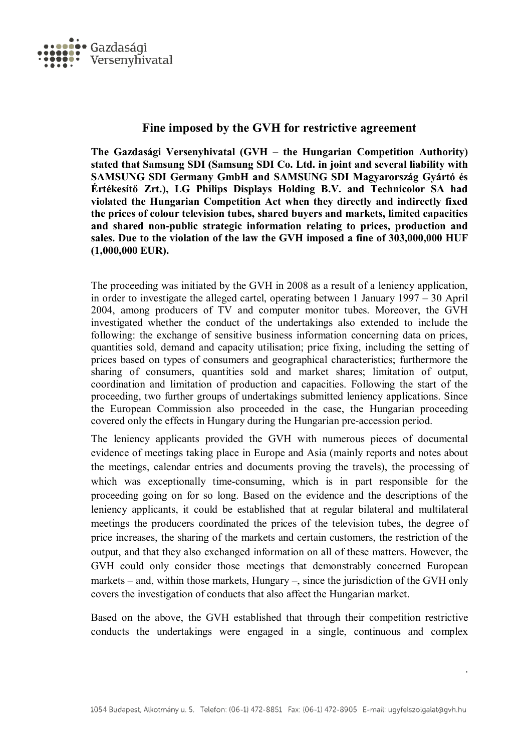# Fine imposed by the GVH for restrictive agreement

**The Gazdasági Versenyhivatal (GVH – the Hungarian Competition Authority) stated that Samsung SDI (Samsung SDI Co. Ltd. in joint and several liability with SAMSUNG SDI Germany GmbH and SAMSUNG SDI Magyarország Gyártó és Értékesítő Zrt.), LG Philips Displays Holding B.V. and Technicolor SA had violated the Hungarian Competition Act when they directly and indirectly fixed the prices of colour television tubes, shared buyers and markets, limited capacities and shared non-public strategic information relating to prices, production and sales. Due to the violation of the law the GVH imposed a fine of 303,000,000 HUF (1,000,000 EUR).**

The proceeding was initiated by the GVH in 2008 as a result of a leniency application, in order to investigate the alleged cartel, operating between 1 January 1997 – 30 April 2004, among producers of TV and computer monitor tubes. Moreover, the GVH investigated whether the conduct of the undertakings also extended to include the following: the exchange of sensitive business information concerning data on prices, quantities sold, demand and capacity utilisation; price fixing, including the setting of prices based on types of consumers and geographical characteristics; furthermore the sharing of consumers, quantities sold and market shares; limitation of output, coordination and limitation of production and capacities. Following the start of the proceeding, two further groups of undertakings submitted leniency applications. Since the European Commission also proceeded in the case, the Hungarian proceeding covered only the effects in Hungary during the Hungarian pre-accession period.

The leniency applicants provided the GVH with numerous pieces of documental evidence of meetings taking place in Europe and Asia (mainly reports and notes about the meetings, calendar entries and documents proving the travels), the processing of which was exceptionally time-consuming, which is in part responsible for the proceeding going on for so long. Based on the evidence and the descriptions of the leniency applicants, it could be established that at regular bilateral and multilateral meetings the producers coordinated the prices of the television tubes, the degree of price increases, the sharing of the markets and certain customers, the restriction of the output, and that they also exchanged information on all of these matters. However, the GVH could only consider those meetings that demonstrably concerned European markets – and, within those markets, Hungary –, since the jurisdiction of the GVH only covers the investigation of conducts that also affect the Hungarian market.

Based on the above, the GVH established that through their competition restrictive conducts the undertakings were engaged in a single, continuous and complex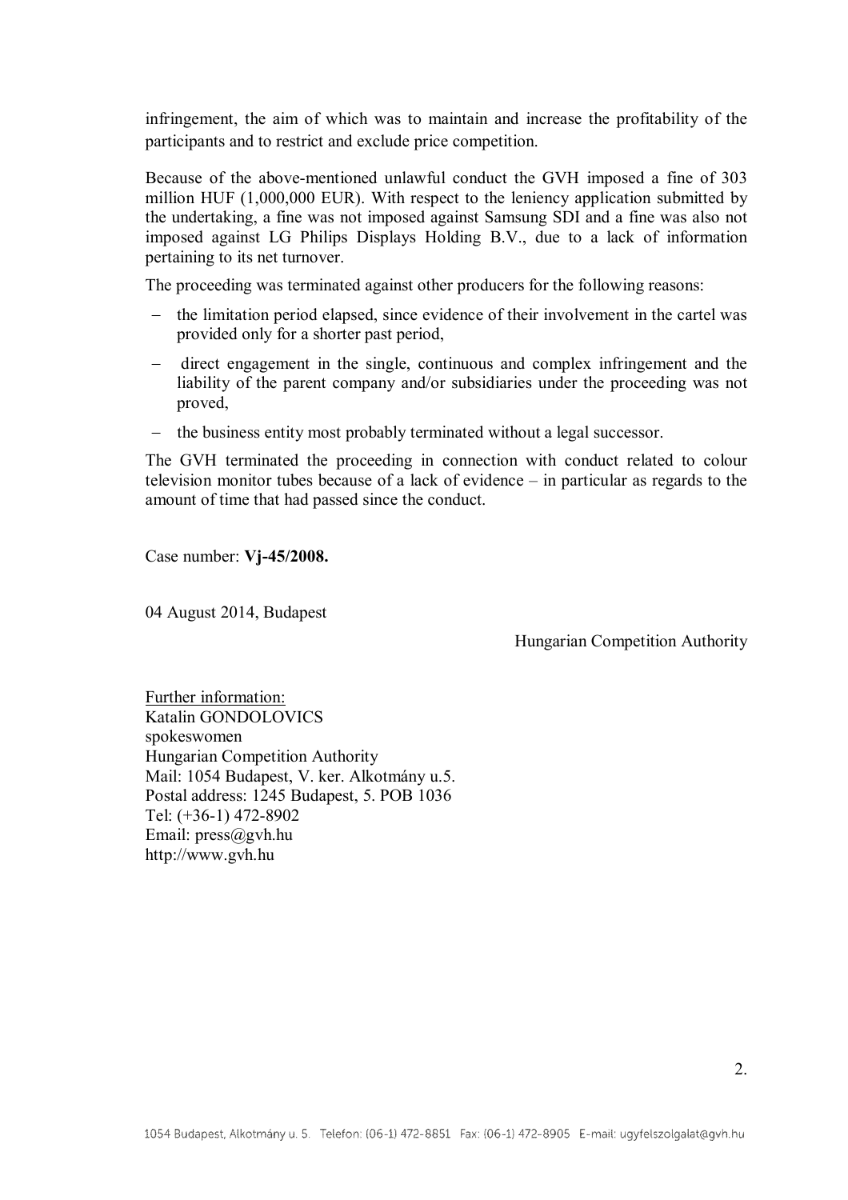infringement, the aim of which was to maintain and increase the profitability of the participants and to restrict and exclude price competition.

Because of the above-mentioned unlawful conduct the GVH imposed a fine of 303 million HUF (1,000,000 EUR). With respect to the leniency application submitted by the undertaking, a fine was not imposed against Samsung SDI and a fine was also not imposed against LG Philips Displays Holding B.V., due to a lack of information pertaining to its net turnover.

The proceeding was terminated against other producers for the following reasons:

- the limitation period elapsed, since evidence of their involvement in the cartel was provided only for a shorter past period,
- direct engagement in the single, continuous and complex infringement and the liability of the parent company and/or subsidiaries under the proceeding was not proved,
- the business entity most probably terminated without a legal successor.

The GVH terminated the proceeding in connection with conduct related to colour television monitor tubes because of a lack of evidence – in particular as regards to the amount of time that had passed since the conduct.

Case number: **Vj-45/2008.**

04 August 2014, Budapest

Hungarian Competition Authority

Further information:
Katalin GONDOLOVICS
spokeswomen
Hungarian Competition Authority
Mail: 1054 Budapest, V. ker. Alkotmány u.5.
Postal address: 1245 Budapest, 5. POB 1036
Tel: (+36-1) 472-8902
Email: press@gvh.hu
http://www.gvh.hu